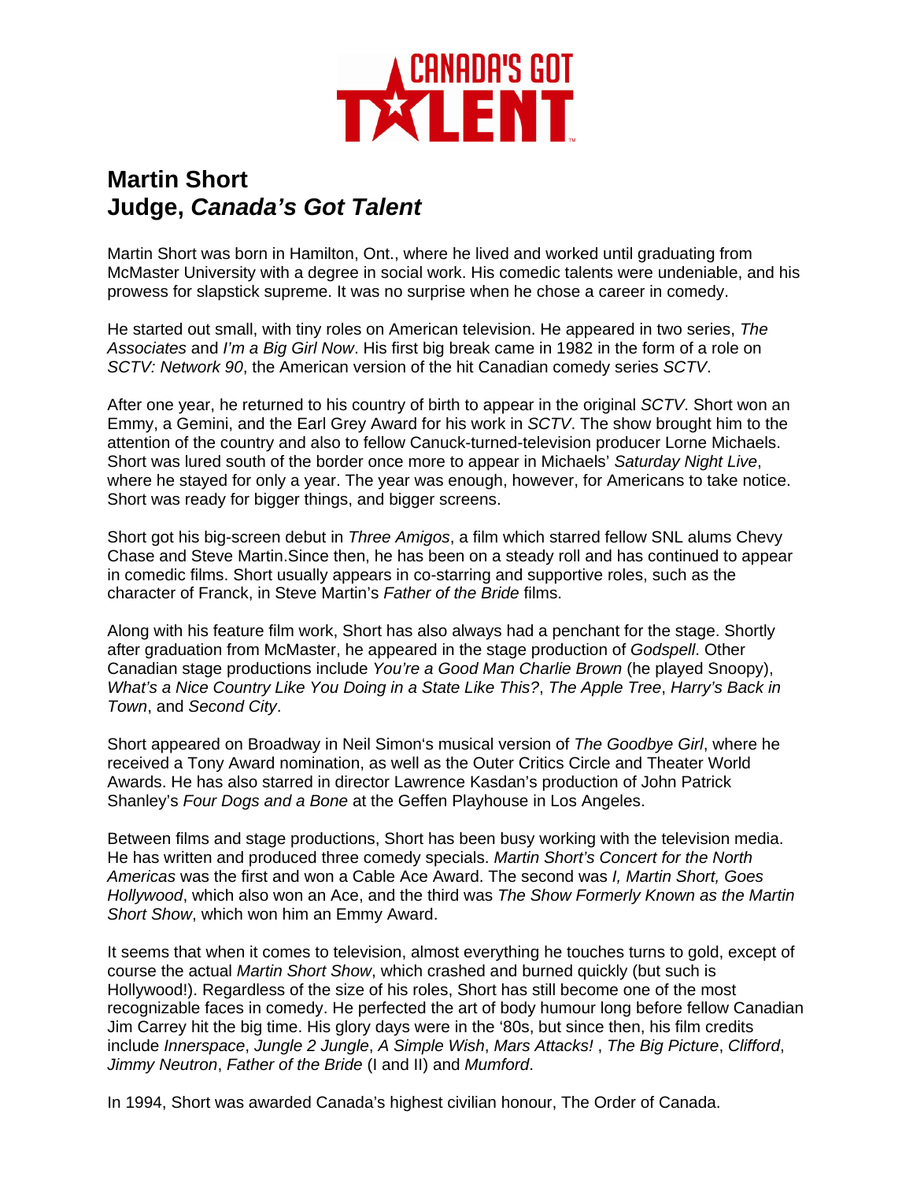CANADA'S GOT TALENT

# Martin Short
# Judge, *Canada's Got Talent*

Martin Short was born in Hamilton, Ont., where he lived and worked until graduating from McMaster University with a degree in social work. His comedic talents were undeniable, and his prowess for slapstick supreme. It was no surprise when he chose a career in comedy.

He started out small, with tiny roles on American television. He appeared in two series, *The Associates* and *I'm a Big Girl Now*. His first big break came in 1982 in the form of a role on *SCTV: Network 90*, the American version of the hit Canadian comedy series *SCTV*.

After one year, he returned to his country of birth to appear in the original *SCTV*. Short won an Emmy, a Gemini, and the Earl Grey Award for his work in *SCTV*. The show brought him to the attention of the country and also to fellow Canuck-turned-television producer Lorne Michaels. Short was lured south of the border once more to appear in Michaels' *Saturday Night Live*, where he stayed for only a year. The year was enough, however, for Americans to take notice. Short was ready for bigger things, and bigger screens.

Short got his big-screen debut in *Three Amigos*, a film which starred fellow SNL alums Chevy Chase and Steve Martin.Since then, he has been on a steady roll and has continued to appear in comedic films. Short usually appears in co-starring and supportive roles, such as the character of Franck, in Steve Martin's *Father of the Bride* films.

Along with his feature film work, Short has also always had a penchant for the stage. Shortly after graduation from McMaster, he appeared in the stage production of *Godspell*. Other Canadian stage productions include *You're a Good Man Charlie Brown* (he played Snoopy), *What's a Nice Country Like You Doing in a State Like This?*, *The Apple Tree*, *Harry's Back in Town*, and *Second City*.

Short appeared on Broadway in Neil Simon's musical version of *The Goodbye Girl*, where he received a Tony Award nomination, as well as the Outer Critics Circle and Theater World Awards. He has also starred in director Lawrence Kasdan's production of John Patrick Shanley's *Four Dogs and a Bone* at the Geffen Playhouse in Los Angeles.

Between films and stage productions, Short has been busy working with the television media. He has written and produced three comedy specials. *Martin Short's Concert for the North Americas* was the first and won a Cable Ace Award. The second was *I, Martin Short, Goes Hollywood*, which also won an Ace, and the third was *The Show Formerly Known as the Martin Short Show*, which won him an Emmy Award.

It seems that when it comes to television, almost everything he touches turns to gold, except of course the actual *Martin Short Show*, which crashed and burned quickly (but such is Hollywood!). Regardless of the size of his roles, Short has still become one of the most recognizable faces in comedy. He perfected the art of body humour long before fellow Canadian Jim Carrey hit the big time. His glory days were in the '80s, but since then, his film credits include *Innerspace*, *Jungle 2 Jungle*, *A Simple Wish*, *Mars Attacks!* , *The Big Picture*, *Clifford*, *Jimmy Neutron*, *Father of the Bride* (I and II) and *Mumford*.

In 1994, Short was awarded Canada's highest civilian honour, The Order of Canada.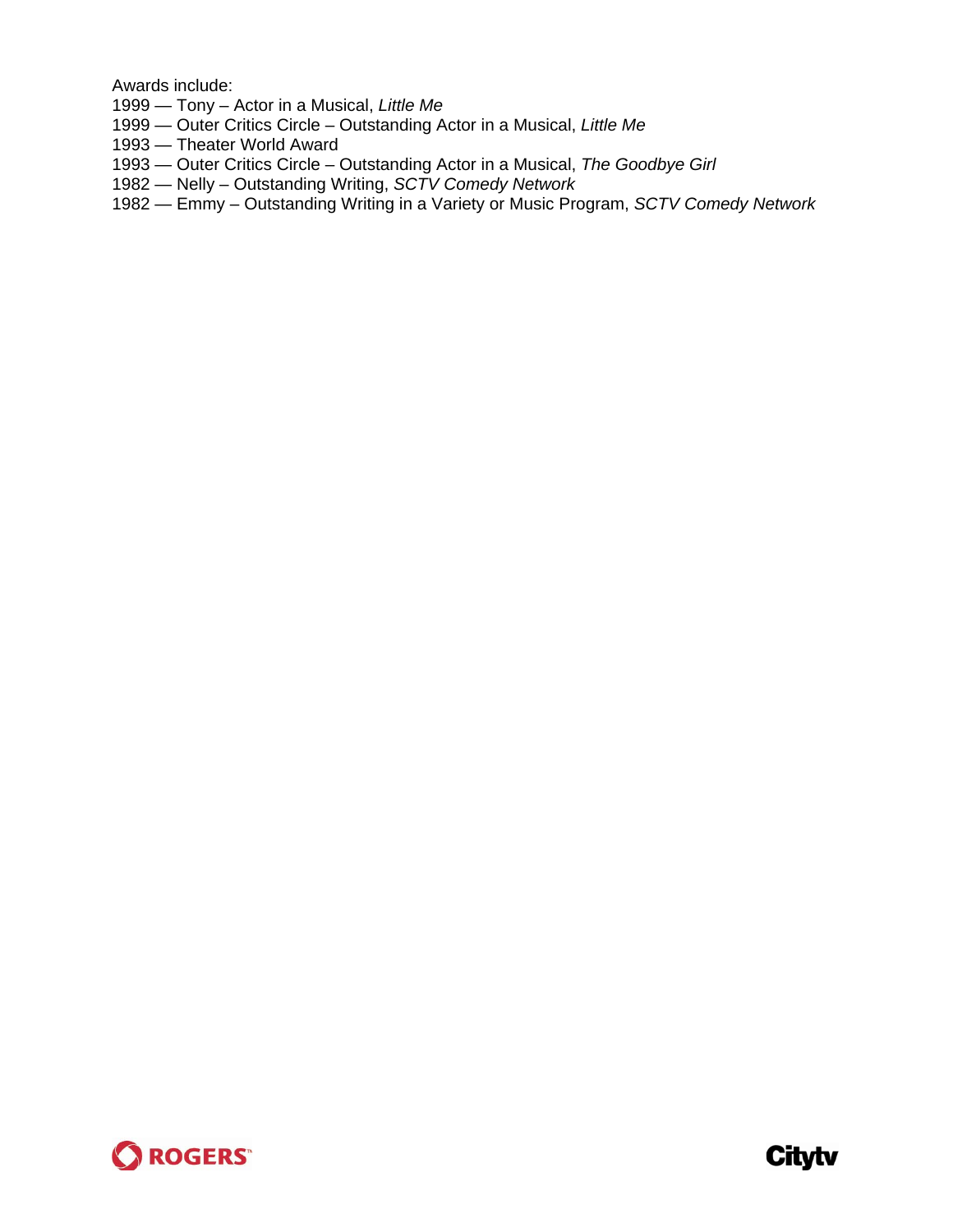Awards include:
1999 — Tony – Actor in a Musical, *Little Me*
1999 — Outer Critics Circle – Outstanding Actor in a Musical, *Little Me*
1993 — Theater World Award
1993 — Outer Critics Circle – Outstanding Actor in a Musical, *The Goodbye Girl*
1982 — Nelly – Outstanding Writing, *SCTV Comedy Network*
1982 — Emmy – Outstanding Writing in a Variety or Music Program, *SCTV Comedy Network*